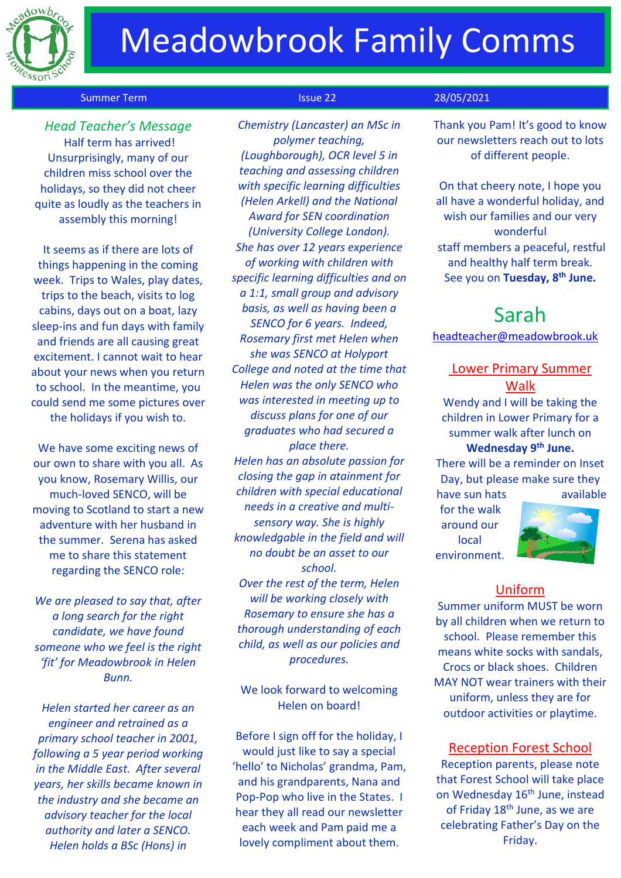# Meadowbrook Family Comms

Summer Term | Issue 22 | 28/05/2021

## Head Teacher's Message

Half term has arrived! Unsurprisingly, many of our children miss school over the holidays, so they did not cheer quite as loudly as the teachers in assembly this morning!

It seems as if there are lots of things happening in the coming week. Trips to Wales, play dates, trips to the beach, visits to log cabins, days out on a boat, lazy sleep-ins and fun days with family and friends are all causing great excitement. I cannot wait to hear about your news when you return to school. In the meantime, you could send me some pictures over the holidays if you wish to.

We have some exciting news of our own to share with you all. As you know, Rosemary Willis, our much-loved SENCO, will be moving to Scotland to start a new adventure with her husband in the summer. Serena has asked me to share this statement regarding the SENCO role:

*We are pleased to say that, after a long search for the right candidate, we have found someone who we feel is the right 'fit' for Meadowbrook in Helen Bunn.*

*Helen started her career as an engineer and retrained as a primary school teacher in 2001, following a 5 year period working in the Middle East. After several years, her skills became known in the industry and she became an advisory teacher for the local authority and later a SENCO. Helen holds a BSc (Hons) in Chemistry (Lancaster) an MSc in polymer teaching, (Loughborough), OCR level 5 in teaching and assessing children with specific learning difficulties (Helen Arkell) and the National Award for SEN coordination (University College London). She has over 12 years experience of working with children with specific learning difficulties and on a 1:1, small group and advisory basis, as well as having been a SENCO for 6 years. Indeed, Rosemary first met Helen when she was SENCO at Holyport College and noted at the time that Helen was the only SENCO who was interested in meeting up to discuss plans for one of our graduates who had secured a place there.*

*Helen has an absolute passion for closing the gap in attainment for children with special educational needs in a creative and multi-sensory way. She is highly knowledgable in the field and will no doubt be an asset to our school.*

*Over the rest of the term, Helen will be working closely with Rosemary to ensure she has a thorough understanding of each child, as well as our policies and procedures.*

We look forward to welcoming Helen on board!

Before I sign off for the holiday, I would just like to say a special 'hello' to Nicholas' grandma, Pam, and his grandparents, Nana and Pop-Pop who live in the States. I hear they all read our newsletter each week and Pam paid me a lovely compliment about them. Thank you Pam! It's good to know our newsletters reach out to lots of different people.

On that cheery note, I hope you all have a wonderful holiday, and wish our families and our very wonderful staff members a peaceful, restful and healthy half term break. See you on **Tuesday, 8th June.**

Sarah

headteacher@meadowbrook.uk

## Lower Primary Summer Walk

Wendy and I will be taking the children in Lower Primary for a summer walk after lunch on **Wednesday 9th June.** There will be a reminder on Inset Day, but please make sure they have sun hats available for the walk around our local environment.

## Uniform

Summer uniform MUST be worn by all children when we return to school. Please remember this means white socks with sandals, Crocs or black shoes. Children MAY NOT wear trainers with their uniform, unless they are for outdoor activities or playtime.

## Reception Forest School

Reception parents, please note that Forest School will take place on Wednesday 16th June, instead of Friday 18th June, as we are celebrating Father's Day on the Friday.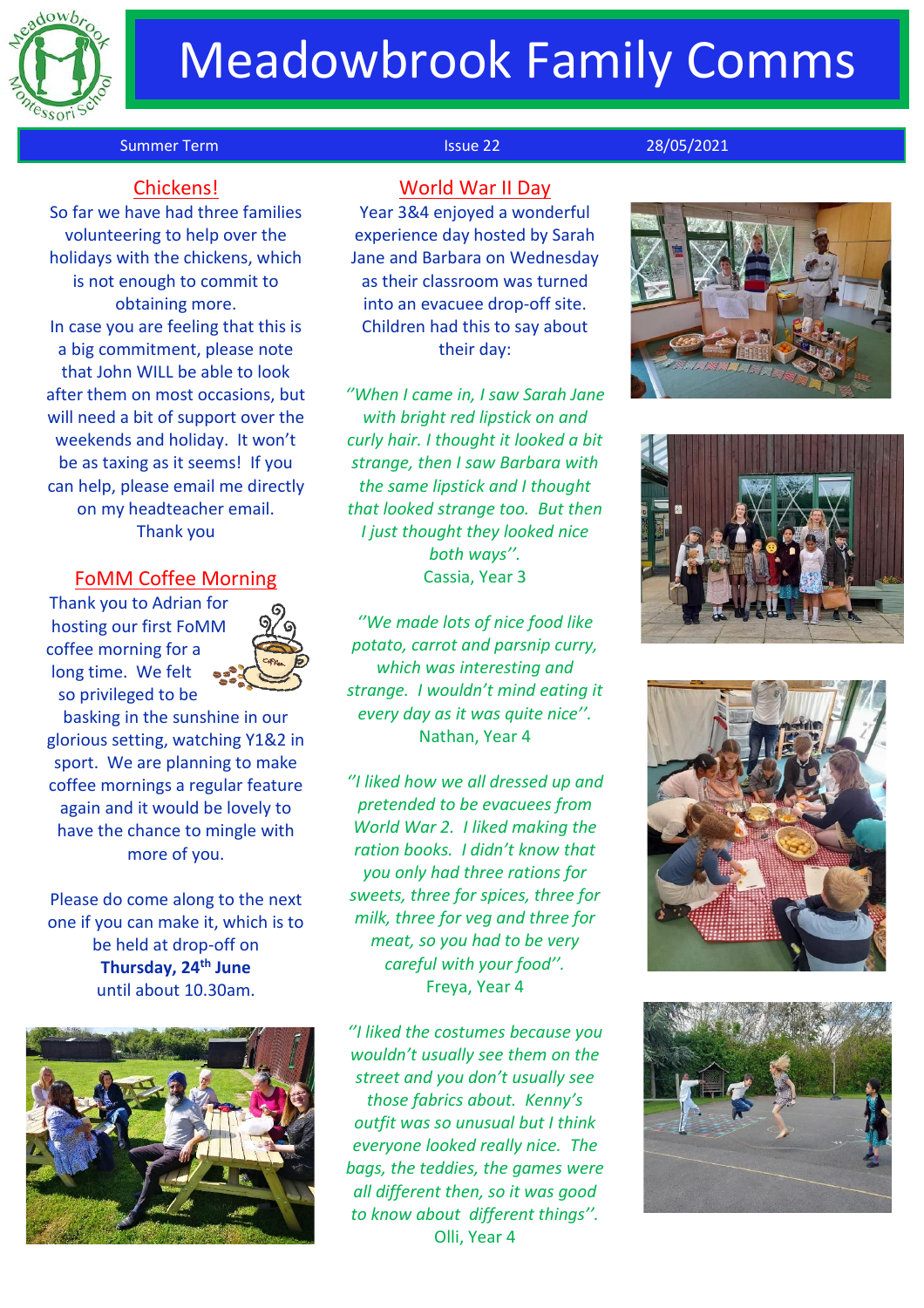# Meadowbrook Family Comms

Summer Term | Issue 22 | 28/05/2021

## Chickens!

So far we have had three families volunteering to help over the holidays with the chickens, which is not enough to commit to obtaining more.

In case you are feeling that this is a big commitment, please note that John WILL be able to look after them on most occasions, but will need a bit of support over the weekends and holiday. It won't be as taxing as it seems! If you can help, please email me directly on my headteacher email.

Thank you

## FoMM Coffee Morning

Thank you to Adrian for hosting our first FoMM coffee morning for a long time. We felt so privileged to be basking in the sunshine in our glorious setting, watching Y1&2 in sport. We are planning to make coffee mornings a regular feature again and it would be lovely to have the chance to mingle with more of you.

Please do come along to the next one if you can make it, which is to be held at drop-off on **Thursday, 24th June** until about 10.30am.

## World War II Day

Year 3&4 enjoyed a wonderful experience day hosted by Sarah Jane and Barbara on Wednesday as their classroom was turned into an evacuee drop-off site. Children had this to say about their day:

*"When I came in, I saw Sarah Jane with bright red lipstick on and curly hair. I thought it looked a bit strange, then I saw Barbara with the same lipstick and I thought that looked strange too. But then I just thought they looked nice both ways".*

Cassia, Year 3

*"We made lots of nice food like potato, carrot and parsnip curry, which was interesting and strange. I wouldn't mind eating it every day as it was quite nice".*

Nathan, Year 4

*"I liked how we all dressed up and pretended to be evacuees from World War 2. I liked making the ration books. I didn't know that you only had three rations for sweets, three for spices, three for milk, three for veg and three for meat, so you had to be very careful with your food".*

Freya, Year 4

*"I liked the costumes because you wouldn't usually see them on the street and you don't usually see those fabrics about. Kenny's outfit was so unusual but I think everyone looked really nice. The bags, the teddies, the games were all different then, so it was good to know about different things".*

Olli, Year 4